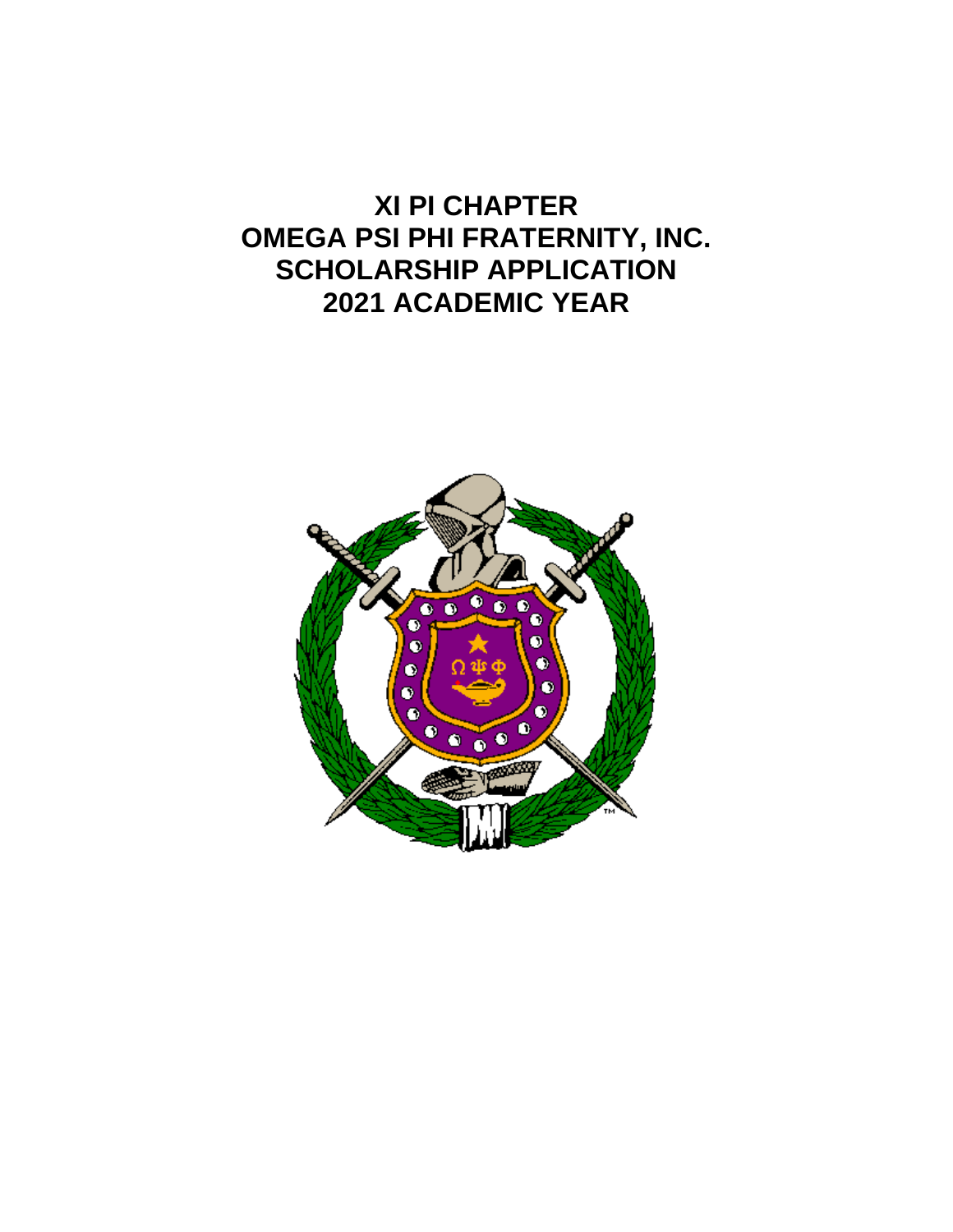# XI PI CHAPTER
# OMEGA PSI PHI FRATERNITY, INC.
# SCHOLARSHIP APPLICATION
# 2021 ACADEMIC YEAR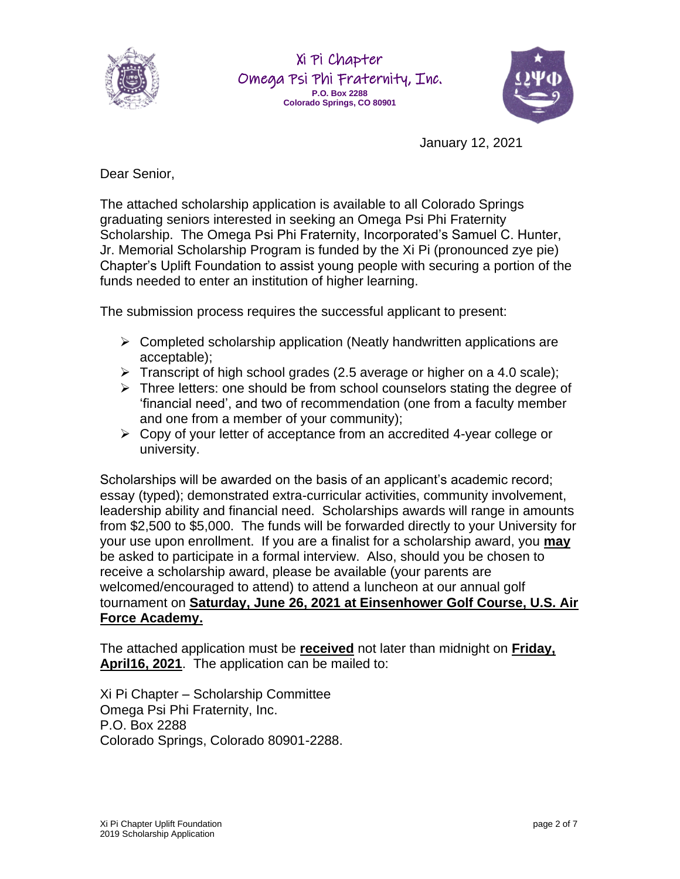Xi Pi Chapter
Omega Psi Phi Fraternity, Inc.
**P.O. Box 2288**
**Colorado Springs, CO 80901**

January 12, 2021

Dear Senior,

The attached scholarship application is available to all Colorado Springs graduating seniors interested in seeking an Omega Psi Phi Fraternity Scholarship. The Omega Psi Phi Fraternity, Incorporated's Samuel C. Hunter, Jr. Memorial Scholarship Program is funded by the Xi Pi (pronounced zye pie) Chapter's Uplift Foundation to assist young people with securing a portion of the funds needed to enter an institution of higher learning.

The submission process requires the successful applicant to present:

- Completed scholarship application (Neatly handwritten applications are acceptable);
- Transcript of high school grades (2.5 average or higher on a 4.0 scale);
- Three letters: one should be from school counselors stating the degree of 'financial need', and two of recommendation (one from a faculty member and one from a member of your community);
- Copy of your letter of acceptance from an accredited 4-year college or university.

Scholarships will be awarded on the basis of an applicant's academic record; essay (typed); demonstrated extra-curricular activities, community involvement, leadership ability and financial need. Scholarships awards will range in amounts from $2,500 to $5,000. The funds will be forwarded directly to your University for your use upon enrollment. If you are a finalist for a scholarship award, you **may** be asked to participate in a formal interview. Also, should you be chosen to receive a scholarship award, please be available (your parents are welcomed/encouraged to attend) to attend a luncheon at our annual golf tournament on **Saturday, June 26, 2021 at Einsenhower Golf Course, U.S. Air Force Academy.**

The attached application must be **received** not later than midnight on **Friday, April16, 2021**. The application can be mailed to:

Xi Pi Chapter – Scholarship Committee
Omega Psi Phi Fraternity, Inc.
P.O. Box 2288
Colorado Springs, Colorado 80901-2288.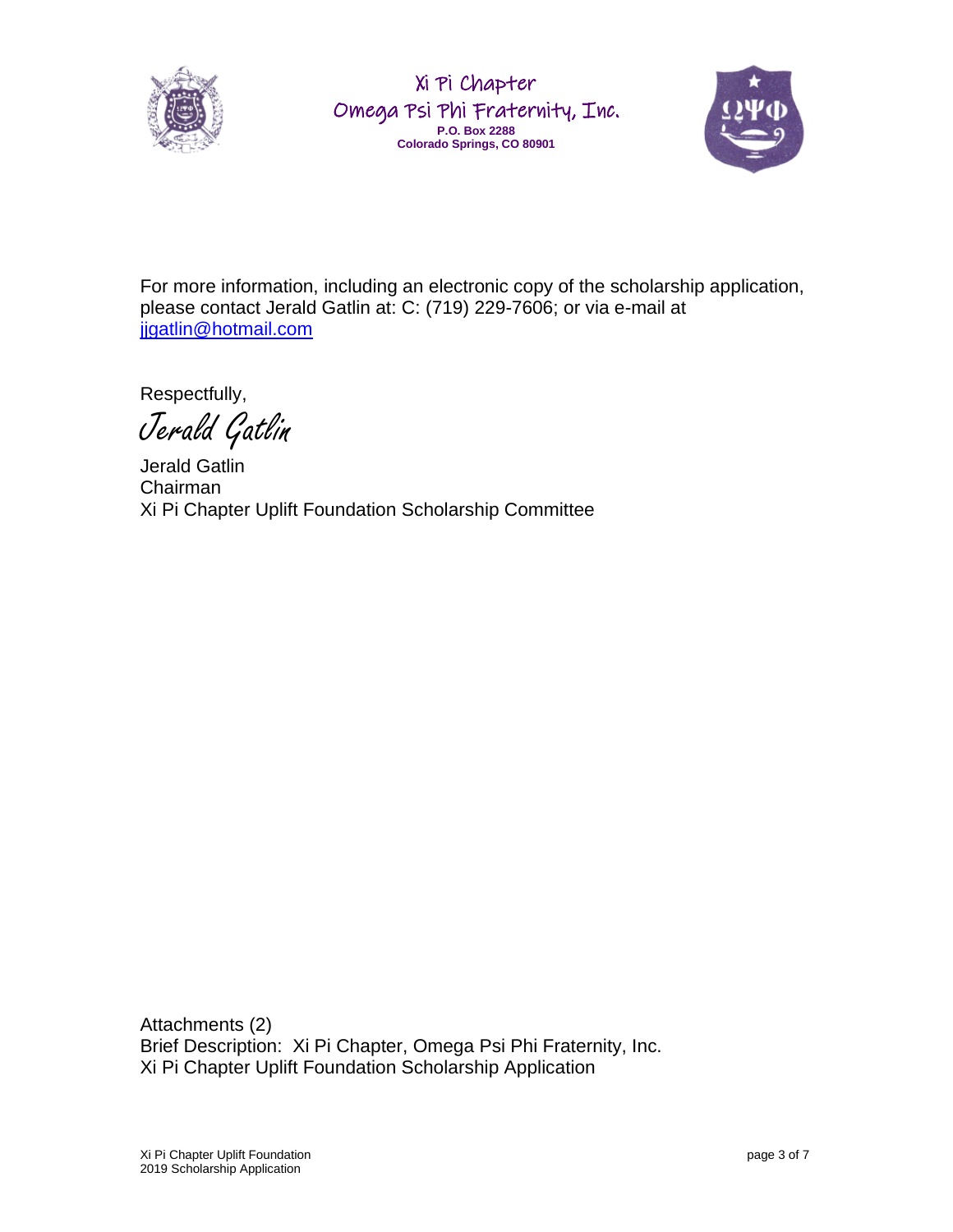Xi Pi Chapter
Omega Psi Phi Fraternity, Inc.
**P.O. Box 2288**
**Colorado Springs, CO 80901**

For more information, including an electronic copy of the scholarship application, please contact Jerald Gatlin at: C: (719) 229-7606; or via e-mail at jjgatlin@hotmail.com

Respectfully,

*Jerald Gatlin*

Jerald Gatlin
Chairman
Xi Pi Chapter Uplift Foundation Scholarship Committee

Attachments (2)
Brief Description: Xi Pi Chapter, Omega Psi Phi Fraternity, Inc.
Xi Pi Chapter Uplift Foundation Scholarship Application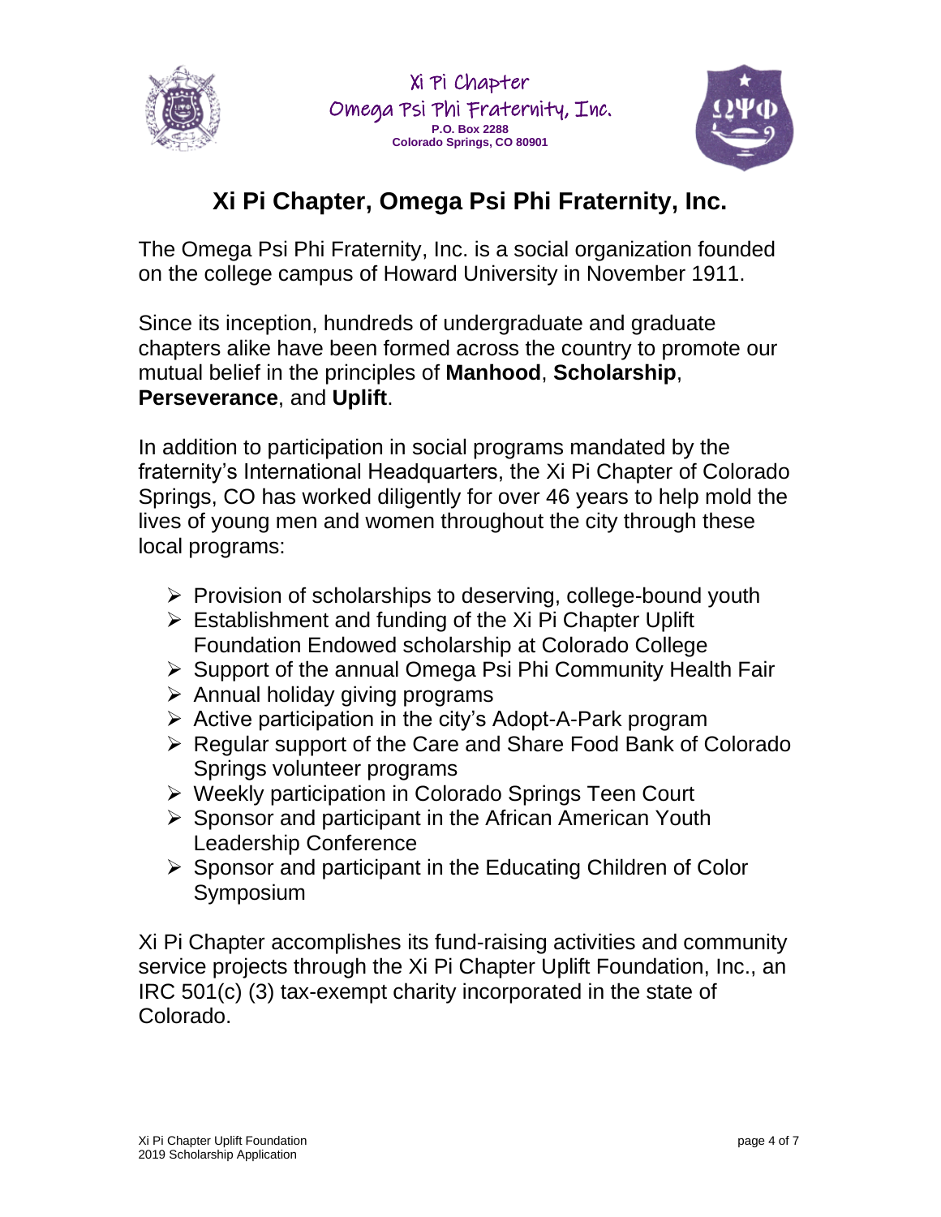Xi Pi Chapter
Omega Psi Phi Fraternity, Inc.
**P.O. Box 2288**
**Colorado Springs, CO 80901**

# Xi Pi Chapter, Omega Psi Phi Fraternity, Inc.

The Omega Psi Phi Fraternity, Inc. is a social organization founded on the college campus of Howard University in November 1911.

Since its inception, hundreds of undergraduate and graduate chapters alike have been formed across the country to promote our mutual belief in the principles of **Manhood**, **Scholarship**, **Perseverance**, and **Uplift**.

In addition to participation in social programs mandated by the fraternity's International Headquarters, the Xi Pi Chapter of Colorado Springs, CO has worked diligently for over 46 years to help mold the lives of young men and women throughout the city through these local programs:

- Provision of scholarships to deserving, college-bound youth
- Establishment and funding of the Xi Pi Chapter Uplift Foundation Endowed scholarship at Colorado College
- Support of the annual Omega Psi Phi Community Health Fair
- Annual holiday giving programs
- Active participation in the city's Adopt-A-Park program
- Regular support of the Care and Share Food Bank of Colorado Springs volunteer programs
- Weekly participation in Colorado Springs Teen Court
- Sponsor and participant in the African American Youth Leadership Conference
- Sponsor and participant in the Educating Children of Color Symposium

Xi Pi Chapter accomplishes its fund-raising activities and community service projects through the Xi Pi Chapter Uplift Foundation, Inc., an IRC 501(c) (3) tax-exempt charity incorporated in the state of Colorado.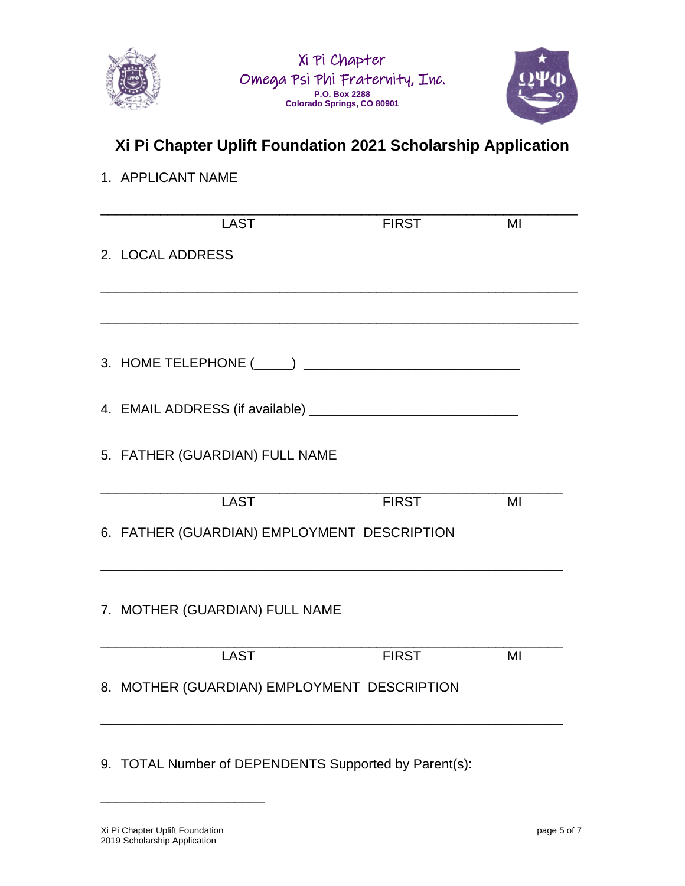Xi Pi Chapter
Omega Psi Phi Fraternity, Inc.
**P.O. Box 2288**
**Colorado Springs, CO 80901**

# Xi Pi Chapter Uplift Foundation 2021 Scholarship Application

1. APPLICANT NAME

_______________________________________________________________

LAST FIRST MI

2. LOCAL ADDRESS

_______________________________________________________________

_______________________________________________________________

3. HOME TELEPHONE (_____) ____________________________

4. EMAIL ADDRESS (if available) ___________________________

5. FATHER (GUARDIAN) FULL NAME

_______________________________________________________________

LAST FIRST MI

6. FATHER (GUARDIAN) EMPLOYMENT DESCRIPTION

_______________________________________________________________

7. MOTHER (GUARDIAN) FULL NAME

_______________________________________________________________

LAST FIRST MI

8. MOTHER (GUARDIAN) EMPLOYMENT DESCRIPTION

_______________________________________________________________

9. TOTAL Number of DEPENDENTS Supported by Parent(s):

______________________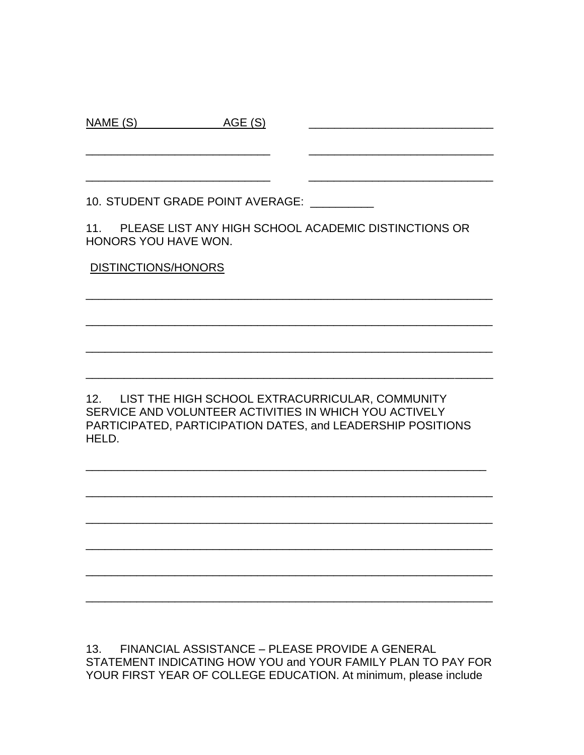NAME (S) AGE (S) ______________________________

______________________________ ______________________________

______________________________ ______________________________

10. STUDENT GRADE POINT AVERAGE: __________

11. PLEASE LIST ANY HIGH SCHOOL ACADEMIC DISTINCTIONS OR HONORS YOU HAVE WON.

DISTINCTIONS/HONORS

_________________________________________________________________

_________________________________________________________________

_________________________________________________________________

_________________________________________________________________

12. LIST THE HIGH SCHOOL EXTRACURRICULAR, COMMUNITY SERVICE AND VOLUNTEER ACTIVITIES IN WHICH YOU ACTIVELY PARTICIPATED, PARTICIPATION DATES, and LEADERSHIP POSITIONS HELD.

_________________________________________________________________

_________________________________________________________________

_________________________________________________________________

_________________________________________________________________

_________________________________________________________________

_________________________________________________________________

13. FINANCIAL ASSISTANCE – PLEASE PROVIDE A GENERAL STATEMENT INDICATING HOW YOU and YOUR FAMILY PLAN TO PAY FOR YOUR FIRST YEAR OF COLLEGE EDUCATION. At minimum, please include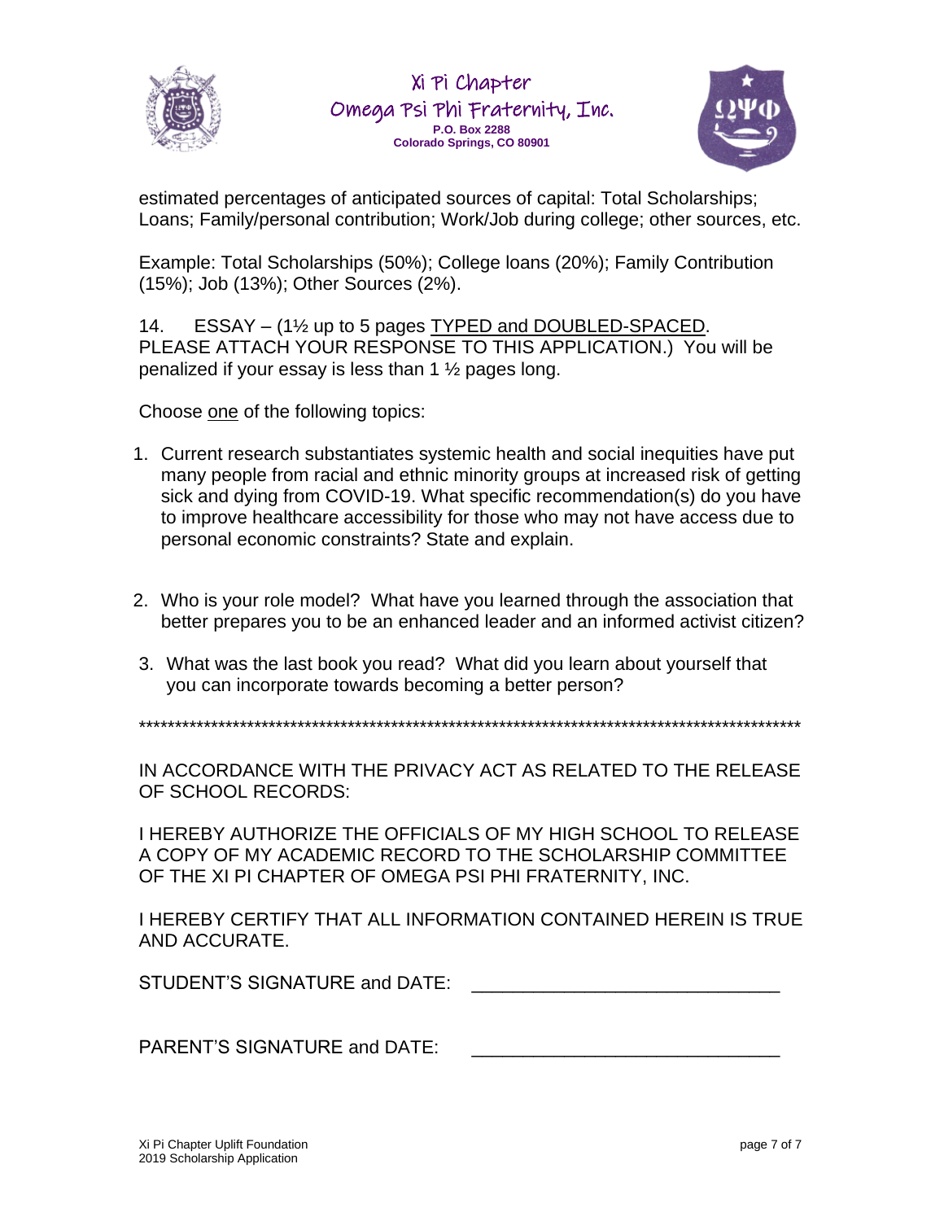estimated percentages of anticipated sources of capital: Total Scholarships; Loans; Family/personal contribution; Work/Job during college; other sources, etc.

Example: Total Scholarships (50%); College loans (20%); Family Contribution (15%); Job (13%); Other Sources (2%).

14. ESSAY – (1½ up to 5 pages <u>TYPED and DOUBLED-SPACED</u>. PLEASE ATTACH YOUR RESPONSE TO THIS APPLICATION.) You will be penalized if your essay is less than 1 ½ pages long.

Choose <u>one</u> of the following topics:

1. Current research substantiates systemic health and social inequities have put many people from racial and ethnic minority groups at increased risk of getting sick and dying from COVID-19. What specific recommendation(s) do you have to improve healthcare accessibility for those who may not have access due to personal economic constraints? State and explain.

2. Who is your role model? What have you learned through the association that better prepares you to be an enhanced leader and an informed activist citizen?

3. What was the last book you read? What did you learn about yourself that you can incorporate towards becoming a better person?

************************************************************************************************

IN ACCORDANCE WITH THE PRIVACY ACT AS RELATED TO THE RELEASE OF SCHOOL RECORDS:

I HEREBY AUTHORIZE THE OFFICIALS OF MY HIGH SCHOOL TO RELEASE A COPY OF MY ACADEMIC RECORD TO THE SCHOLARSHIP COMMITTEE OF THE XI PI CHAPTER OF OMEGA PSI PHI FRATERNITY, INC.

I HEREBY CERTIFY THAT ALL INFORMATION CONTAINED HEREIN IS TRUE AND ACCURATE.

STUDENT'S SIGNATURE and DATE: ______________________________

PARENT'S SIGNATURE and DATE: ______________________________